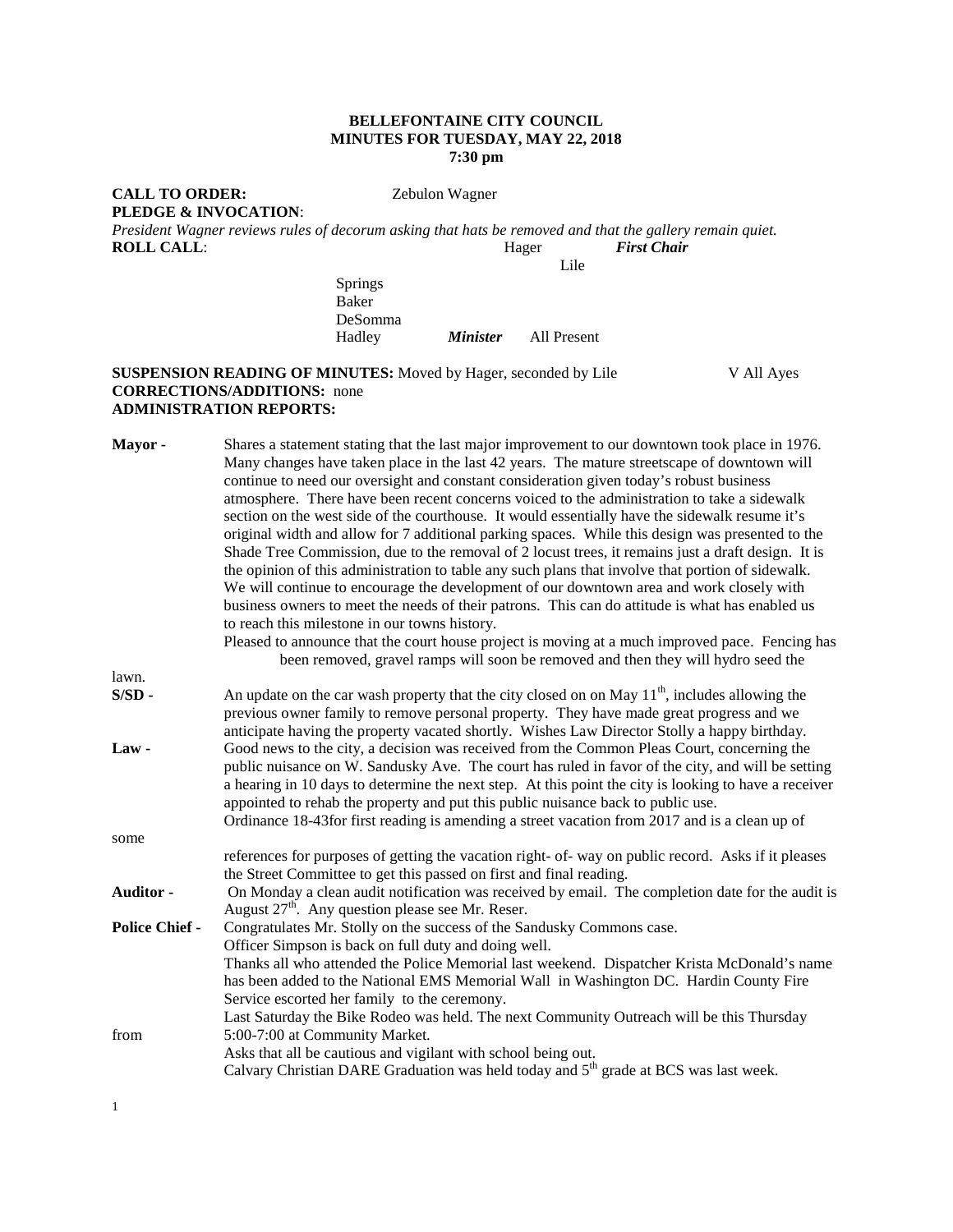**BELLEFONTAINE CITY COUNCIL**
**MINUTES FOR TUESDAY, MAY 22, 2018**
**7:30 pm**

**CALL TO ORDER:** Zebulon Wagner
**PLEDGE & INVOCATION**:
*President Wagner reviews rules of decorum asking that hats be removed and that the gallery remain quiet.*
**ROLL CALL**: Hager ***First Chair***
Lile
Springs
Baker
DeSomma
Hadley ***Minister*** All Present

**SUSPENSION READING OF MINUTES:** Moved by Hager, seconded by Lile V All Ayes
**CORRECTIONS/ADDITIONS:** none
**ADMINISTRATION REPORTS:**

**Mayor -** Shares a statement stating that the last major improvement to our downtown took place in 1976. Many changes have taken place in the last 42 years. The mature streetscape of downtown will continue to need our oversight and constant consideration given today's robust business atmosphere. There have been recent concerns voiced to the administration to take a sidewalk section on the west side of the courthouse. It would essentially have the sidewalk resume it's original width and allow for 7 additional parking spaces. While this design was presented to the Shade Tree Commission, due to the removal of 2 locust trees, it remains just a draft design. It is the opinion of this administration to table any such plans that involve that portion of sidewalk. We will continue to encourage the development of our downtown area and work closely with business owners to meet the needs of their patrons. This can do attitude is what has enabled us to reach this milestone in our towns history.
Pleased to announce that the court house project is moving at a much improved pace. Fencing has been removed, gravel ramps will soon be removed and then they will hydro seed the lawn.

**S/SD -** An update on the car wash property that the city closed on on May 11th, includes allowing the previous owner family to remove personal property. They have made great progress and we anticipate having the property vacated shortly. Wishes Law Director Stolly a happy birthday.

**Law -** Good news to the city, a decision was received from the Common Pleas Court, concerning the public nuisance on W. Sandusky Ave. The court has ruled in favor of the city, and will be setting a hearing in 10 days to determine the next step. At this point the city is looking to have a receiver appointed to rehab the property and put this public nuisance back to public use.
Ordinance 18-43for first reading is amending a street vacation from 2017 and is a clean up of some references for purposes of getting the vacation right- of- way on public record. Asks if it pleases the Street Committee to get this passed on first and final reading.

**Auditor -** On Monday a clean audit notification was received by email. The completion date for the audit is August 27th. Any question please see Mr. Reser.

**Police Chief -** Congratulates Mr. Stolly on the success of the Sandusky Commons case.
Officer Simpson is back on full duty and doing well.
Thanks all who attended the Police Memorial last weekend. Dispatcher Krista McDonald's name has been added to the National EMS Memorial Wall in Washington DC. Hardin County Fire Service escorted her family to the ceremony.
Last Saturday the Bike Rodeo was held. The next Community Outreach will be this Thursday from 5:00-7:00 at Community Market.
Asks that all be cautious and vigilant with school being out.
Calvary Christian DARE Graduation was held today and 5th grade at BCS was last week.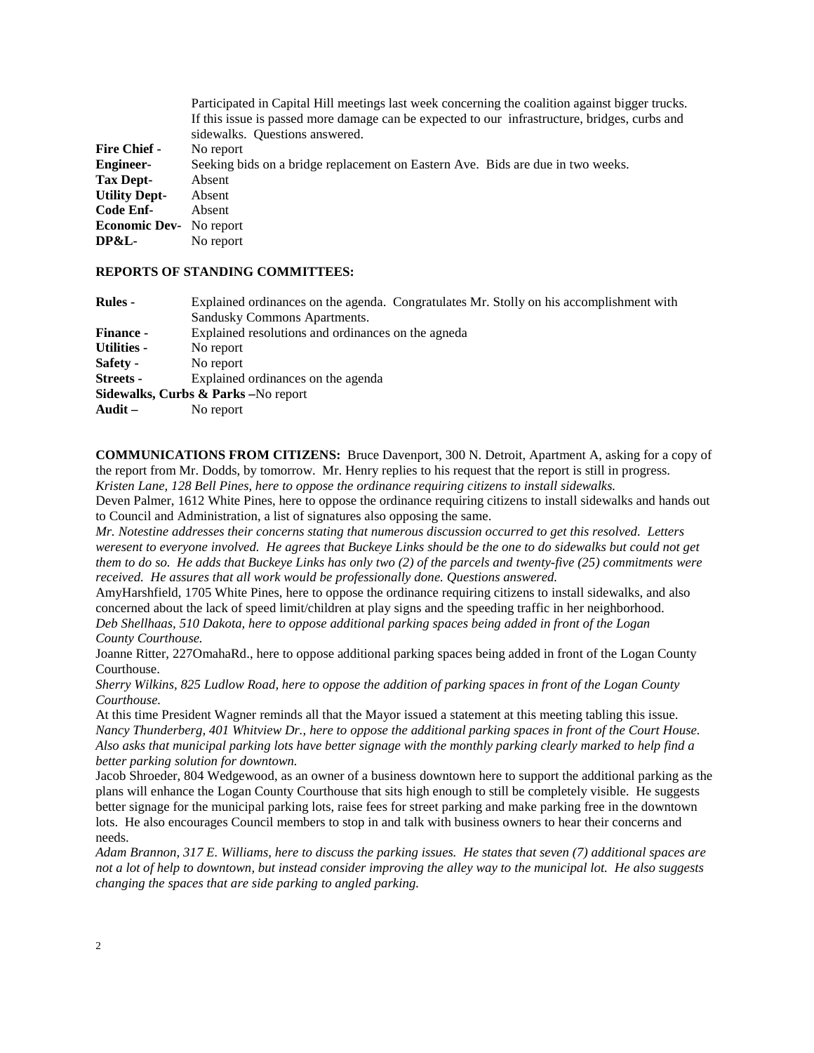Participated in Capital Hill meetings last week concerning the coalition against bigger trucks. If this issue is passed more damage can be expected to our infrastructure, bridges, curbs and sidewalks. Questions answered.

**Fire Chief -** No report

**Engineer-** Seeking bids on a bridge replacement on Eastern Ave. Bids are due in two weeks.

**Tax Dept-** Absent

**Utility Dept-** Absent

**Code Enf-** Absent

**Economic Dev-** No report

**DP&L-** No report

**REPORTS OF STANDING COMMITTEES:**

**Rules -** Explained ordinances on the agenda. Congratulates Mr. Stolly on his accomplishment with Sandusky Commons Apartments.

**Finance -** Explained resolutions and ordinances on the agneda

**Utilities -** No report

**Safety -** No report

**Streets -** Explained ordinances on the agenda

**Sidewalks, Curbs & Parks –**No report

**Audit –** No report

**COMMUNICATIONS FROM CITIZENS:** Bruce Davenport, 300 N. Detroit, Apartment A, asking for a copy of the report from Mr. Dodds, by tomorrow. Mr. Henry replies to his request that the report is still in progress.

*Kristen Lane, 128 Bell Pines, here to oppose the ordinance requiring citizens to install sidewalks.*

Deven Palmer, 1612 White Pines, here to oppose the ordinance requiring citizens to install sidewalks and hands out to Council and Administration, a list of signatures also opposing the same.

*Mr. Notestine addresses their concerns stating that numerous discussion occurred to get this resolved. Letters weresent to everyone involved. He agrees that Buckeye Links should be the one to do sidewalks but could not get them to do so. He adds that Buckeye Links has only two (2) of the parcels and twenty-five (25) commitments were received. He assures that all work would be professionally done. Questions answered.*

AmyHarshfield, 1705 White Pines, here to oppose the ordinance requiring citizens to install sidewalks, and also concerned about the lack of speed limit/children at play signs and the speeding traffic in her neighborhood.

*Deb Shellhaas, 510 Dakota, here to oppose additional parking spaces being added in front of the Logan County Courthouse.*

Joanne Ritter, 227OmahaRd., here to oppose additional parking spaces being added in front of the Logan County Courthouse.

*Sherry Wilkins, 825 Ludlow Road, here to oppose the addition of parking spaces in front of the Logan County Courthouse.*

At this time President Wagner reminds all that the Mayor issued a statement at this meeting tabling this issue.

*Nancy Thunderberg, 401 Whitview Dr., here to oppose the additional parking spaces in front of the Court House. Also asks that municipal parking lots have better signage with the monthly parking clearly marked to help find a better parking solution for downtown.*

Jacob Shroeder, 804 Wedgewood, as an owner of a business downtown here to support the additional parking as the plans will enhance the Logan County Courthouse that sits high enough to still be completely visible. He suggests better signage for the municipal parking lots, raise fees for street parking and make parking free in the downtown lots. He also encourages Council members to stop in and talk with business owners to hear their concerns and needs.

*Adam Brannon, 317 E. Williams, here to discuss the parking issues. He states that seven (7) additional spaces are not a lot of help to downtown, but instead consider improving the alley way to the municipal lot. He also suggests changing the spaces that are side parking to angled parking.*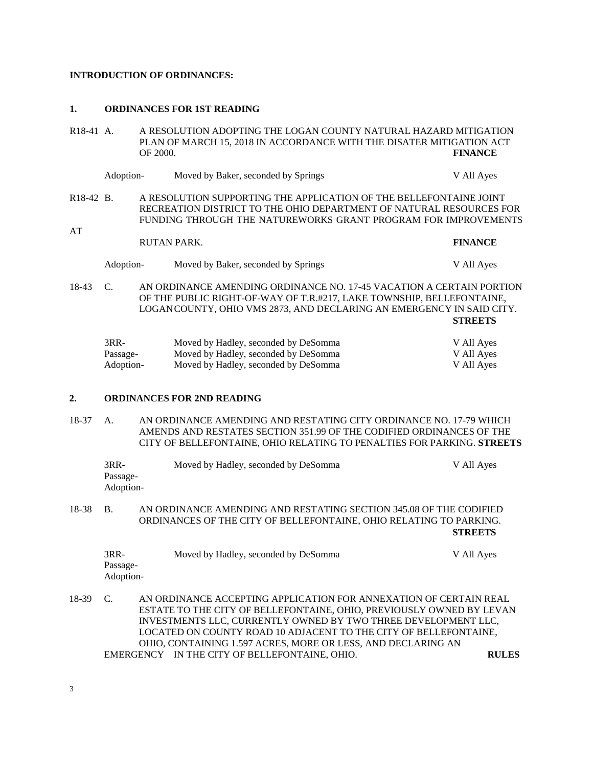**INTRODUCTION OF ORDINANCES:**

**1. ORDINANCES FOR 1ST READING**

R18-41 A. A RESOLUTION ADOPTING THE LOGAN COUNTY NATURAL HAZARD MITIGATION PLAN OF MARCH 15, 2018 IN ACCORDANCE WITH THE DISATER MITIGATION ACT OF 2000. **FINANCE**

| | | |
|---|---|---|
| Adoption- | Moved by Baker, seconded by Springs | V All Ayes |

R18-42 B. A RESOLUTION SUPPORTING THE APPLICATION OF THE BELLEFONTAINE JOINT RECREATION DISTRICT TO THE OHIO DEPARTMENT OF NATURAL RESOURCES FOR FUNDING THROUGH THE NATUREWORKS GRANT PROGRAM FOR IMPROVEMENTS AT RUTAN PARK. **FINANCE**

| | | |
|---|---|---|
| Adoption- | Moved by Baker, seconded by Springs | V All Ayes |

18-43 C. AN ORDINANCE AMENDING ORDINANCE NO. 17-45 VACATION A CERTAIN PORTION OF THE PUBLIC RIGHT-OF-WAY OF T.R.#217, LAKE TOWNSHIP, BELLEFONTAINE, LOGAN COUNTY, OHIO VMS 2873, AND DECLARING AN EMERGENCY IN SAID CITY. **STREETS**

| | | |
|---|---|---|
| 3RR- | Moved by Hadley, seconded by DeSomma | V All Ayes |
| Passage- | Moved by Hadley, seconded by DeSomma | V All Ayes |
| Adoption- | Moved by Hadley, seconded by DeSomma | V All Ayes |

**2. ORDINANCES FOR 2ND READING**

18-37 A. AN ORDINANCE AMENDING AND RESTATING CITY ORDINANCE NO. 17-79 WHICH AMENDS AND RESTATES SECTION 351.99 OF THE CODIFIED ORDINANCES OF THE CITY OF BELLEFONTAINE, OHIO RELATING TO PENALTIES FOR PARKING. **STREETS**

| | | |
|---|---|---|
| 3RR- | Moved by Hadley, seconded by DeSomma | V All Ayes |
| Passage- | | |
| Adoption- | | |

18-38 B. AN ORDINANCE AMENDING AND RESTATING SECTION 345.08 OF THE CODIFIED ORDINANCES OF THE CITY OF BELLEFONTAINE, OHIO RELATING TO PARKING. **STREETS**

| | | |
|---|---|---|
| 3RR- | Moved by Hadley, seconded by DeSomma | V All Ayes |
| Passage- | | |
| Adoption- | | |

18-39 C. AN ORDINANCE ACCEPTING APPLICATION FOR ANNEXATION OF CERTAIN REAL ESTATE TO THE CITY OF BELLEFONTAINE, OHIO, PREVIOUSLY OWNED BY LEVAN INVESTMENTS LLC, CURRENTLY OWNED BY TWO THREE DEVELOPMENT LLC, LOCATED ON COUNTY ROAD 10 ADJACENT TO THE CITY OF BELLEFONTAINE, OHIO, CONTAINING 1.597 ACRES, MORE OR LESS, AND DECLARING AN EMERGENCY IN THE CITY OF BELLEFONTAINE, OHIO. **RULES**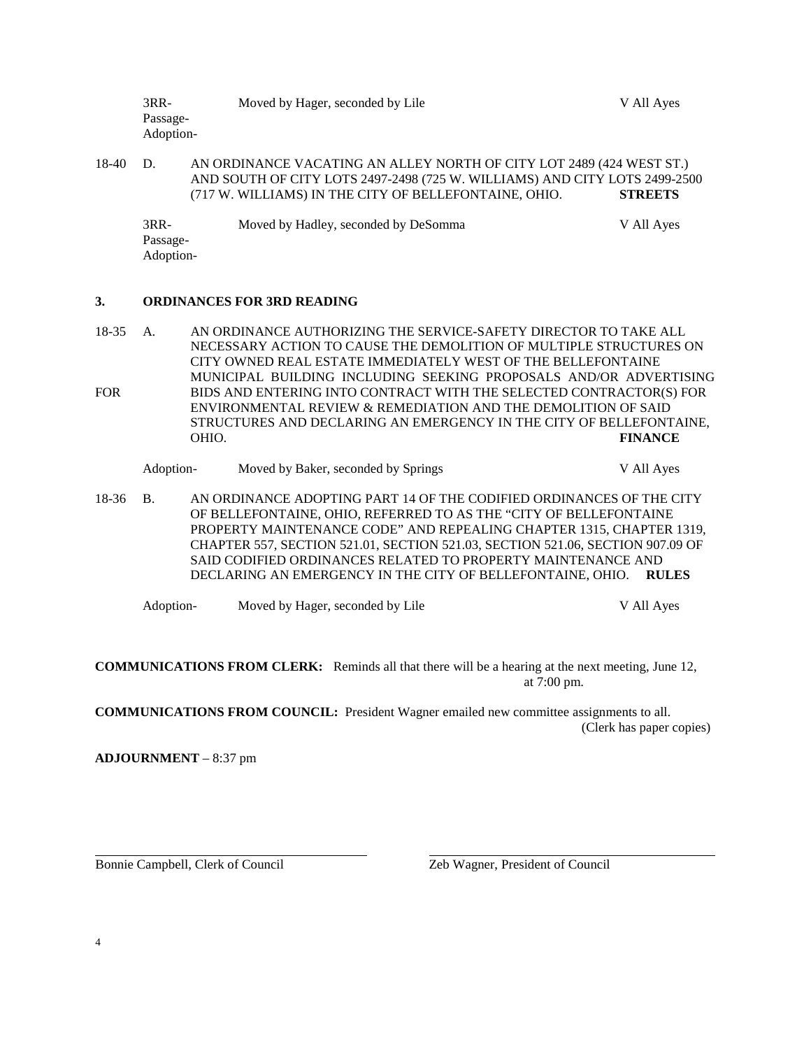3RR- Passage- Adoption- Moved by Hager, seconded by Lile V All Ayes

18-40 D. AN ORDINANCE VACATING AN ALLEY NORTH OF CITY LOT 2489 (424 WEST ST.) AND SOUTH OF CITY LOTS 2497-2498 (725 W. WILLIAMS) AND CITY LOTS 2499-2500 (717 W. WILLIAMS) IN THE CITY OF BELLEFONTAINE, OHIO. **STREETS**

3RR- Passage- Adoption- Moved by Hadley, seconded by DeSomma V All Ayes

**3. ORDINANCES FOR 3RD READING**

18-35 FOR A. AN ORDINANCE AUTHORIZING THE SERVICE-SAFETY DIRECTOR TO TAKE ALL NECESSARY ACTION TO CAUSE THE DEMOLITION OF MULTIPLE STRUCTURES ON CITY OWNED REAL ESTATE IMMEDIATELY WEST OF THE BELLEFONTAINE MUNICIPAL BUILDING INCLUDING SEEKING PROPOSALS AND/OR ADVERTISING BIDS AND ENTERING INTO CONTRACT WITH THE SELECTED CONTRACTOR(S) FOR ENVIRONMENTAL REVIEW & REMEDIATION AND THE DEMOLITION OF SAID STRUCTURES AND DECLARING AN EMERGENCY IN THE CITY OF BELLEFONTAINE, OHIO. **FINANCE**

Adoption- Moved by Baker, seconded by Springs V All Ayes

18-36 B. AN ORDINANCE ADOPTING PART 14 OF THE CODIFIED ORDINANCES OF THE CITY OF BELLEFONTAINE, OHIO, REFERRED TO AS THE "CITY OF BELLEFONTAINE PROPERTY MAINTENANCE CODE" AND REPEALING CHAPTER 1315, CHAPTER 1319, CHAPTER 557, SECTION 521.01, SECTION 521.03, SECTION 521.06, SECTION 907.09 OF SAID CODIFIED ORDINANCES RELATED TO PROPERTY MAINTENANCE AND DECLARING AN EMERGENCY IN THE CITY OF BELLEFONTAINE, OHIO. **RULES**

Adoption- Moved by Hager, seconded by Lile V All Ayes

**COMMUNICATIONS FROM CLERK:** Reminds all that there will be a hearing at the next meeting, June 12, at 7:00 pm.

**COMMUNICATIONS FROM COUNCIL:** President Wagner emailed new committee assignments to all. (Clerk has paper copies)

**ADJOURNMENT** – 8:37 pm

Bonnie Campbell, Clerk of Council

Zeb Wagner, President of Council